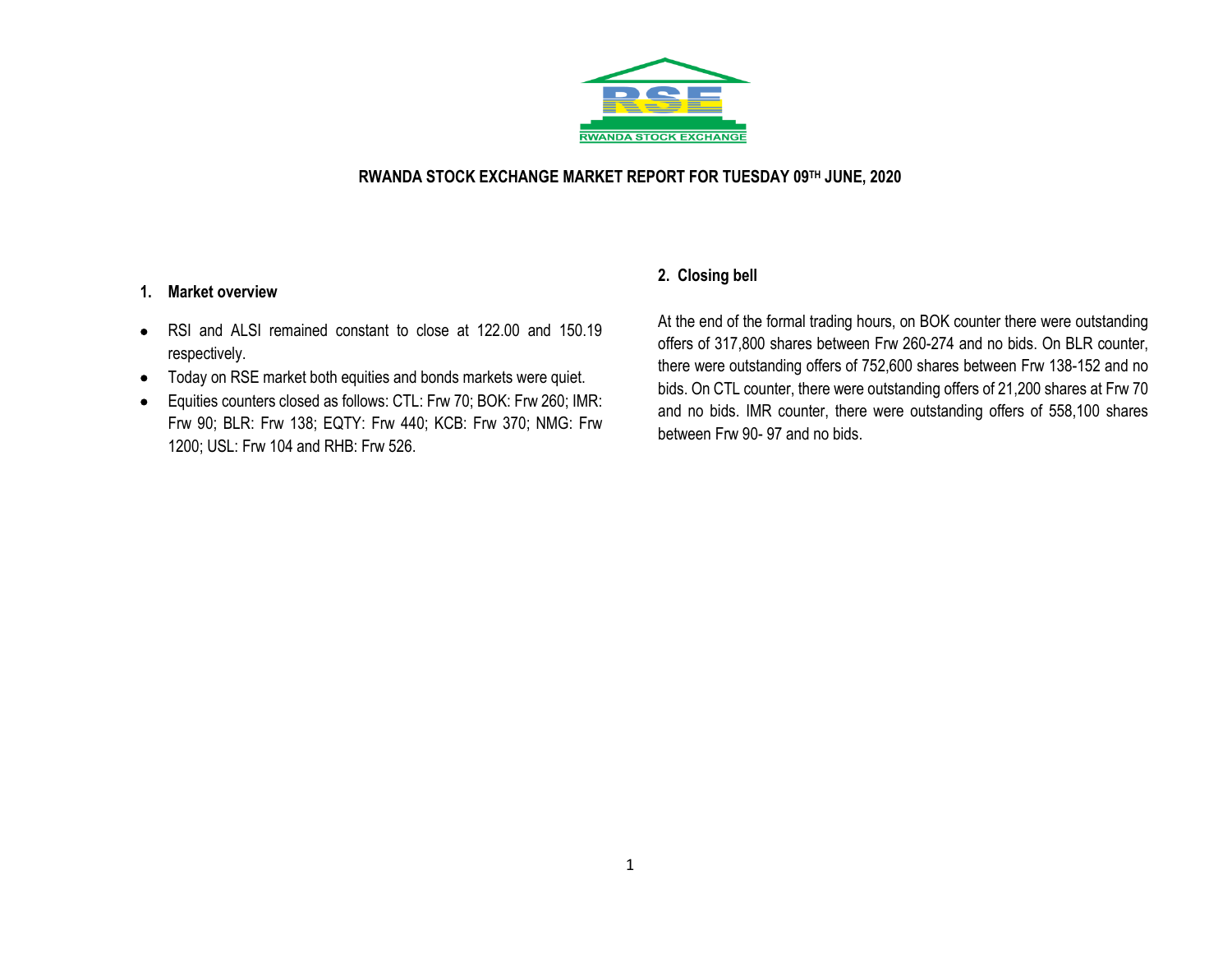**RWANDA STOCK EXCHANGE**

**RWANDA STOCK EXCHANGE MARKET REPORT FOR TUESDAY 09TH JUNE, 2020**

## 1. Market overview

- RSI and ALSI remained constant to close at 122.00 and 150.19 respectively.
- Today on RSE market both equities and bonds markets were quiet.
- Equities counters closed as follows: CTL: Frw 70; BOK: Frw 260; IMR: Frw 90; BLR: Frw 138; EQTY: Frw 440; KCB: Frw 370; NMG: Frw 1200; USL: Frw 104 and RHB: Frw 526.

## 2. Closing bell

At the end of the formal trading hours, on BOK counter there were outstanding offers of 317,800 shares between Frw 260-274 and no bids. On BLR counter, there were outstanding offers of 752,600 shares between Frw 138-152 and no bids. On CTL counter, there were outstanding offers of 21,200 shares at Frw 70 and no bids. IMR counter, there were outstanding offers of 558,100 shares between Frw 90- 97 and no bids.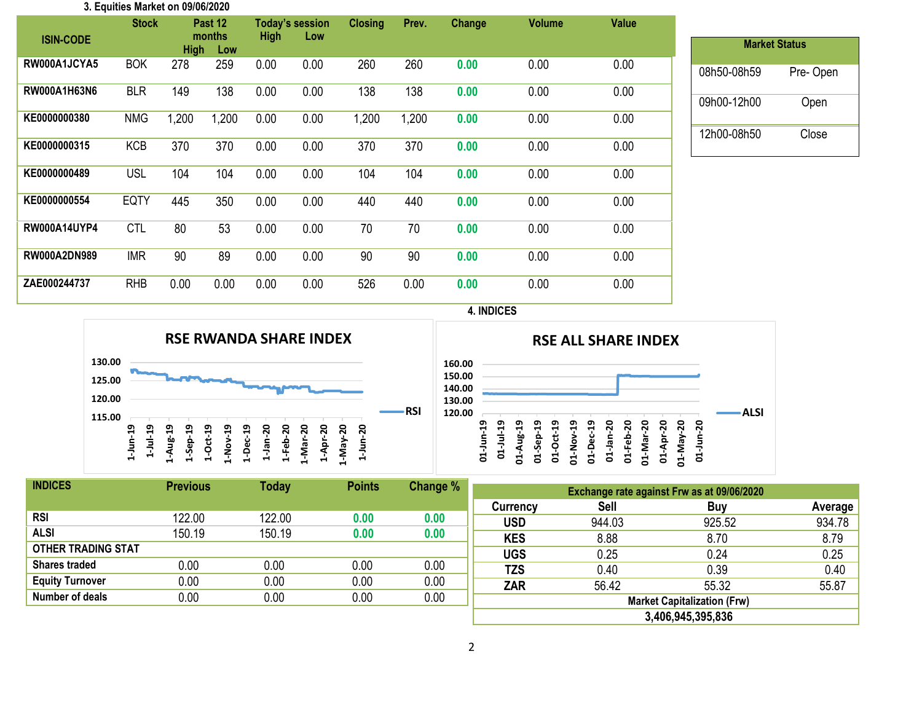### 3. Equities Market on 09/06/2020

| ISIN-CODE | Stock | Past 12 months High | Past 12 months Low | Today's session High | Today's session Low | Closing | Prev. | Change | Volume | Value |
|---|---|---|---|---|---|---|---|---|---|---|
| RW000A1JCYA5 | BOK | 278 | 259 | 0.00 | 0.00 | 260 | 260 | 0.00 | 0.00 | 0.00 |
| RW000A1H63N6 | BLR | 149 | 138 | 0.00 | 0.00 | 138 | 138 | 0.00 | 0.00 | 0.00 |
| KE0000000380 | NMG | 1,200 | 1,200 | 0.00 | 0.00 | 1,200 | 1,200 | 0.00 | 0.00 | 0.00 |
| KE0000000315 | KCB | 370 | 370 | 0.00 | 0.00 | 370 | 370 | 0.00 | 0.00 | 0.00 |
| KE0000000489 | USL | 104 | 104 | 0.00 | 0.00 | 104 | 104 | 0.00 | 0.00 | 0.00 |
| KE0000000554 | EQTY | 445 | 350 | 0.00 | 0.00 | 440 | 440 | 0.00 | 0.00 | 0.00 |
| RW000A14UYP4 | CTL | 80 | 53 | 0.00 | 0.00 | 70 | 70 | 0.00 | 0.00 | 0.00 |
| RW000A2DN989 | IMR | 90 | 89 | 0.00 | 0.00 | 90 | 90 | 0.00 | 0.00 | 0.00 |
| ZAE000244737 | RHB | 0.00 | 0.00 | 0.00 | 0.00 | 526 | 0.00 | 0.00 | 0.00 | 0.00 |

| Market Status | |
|---|---|
| 08h50-08h59 | Pre- Open |
| 09h00-12h00 | Open |
| 12h00-08h50 | Close |

### 4. INDICES

**RSE RWANDA SHARE INDEX** (RSI)

**RSE ALL SHARE INDEX** (ALSI)

| INDICES | Previous | Today | Points | Change % |
|---|---|---|---|---|
| RSI | 122.00 | 122.00 | 0.00 | 0.00 |
| ALSI | 150.19 | 150.19 | 0.00 | 0.00 |
| OTHER TRADING STAT | | | | |
| Shares traded | 0.00 | 0.00 | 0.00 | 0.00 |
| Equity Turnover | 0.00 | 0.00 | 0.00 | 0.00 |
| Number of deals | 0.00 | 0.00 | 0.00 | 0.00 |

| Exchange rate against Frw as at 09/06/2020 | | | |
|---|---|---|---|
| Currency | Sell | Buy | Average |
| USD | 944.03 | 925.52 | 934.78 |
| KES | 8.88 | 8.70 | 8.79 |
| UGS | 0.25 | 0.24 | 0.25 |
| TZS | 0.40 | 0.39 | 0.40 |
| ZAR | 56.42 | 55.32 | 55.87 |
| Market Capitalization (Frw) | | | |
| 3,406,945,395,836 | | | |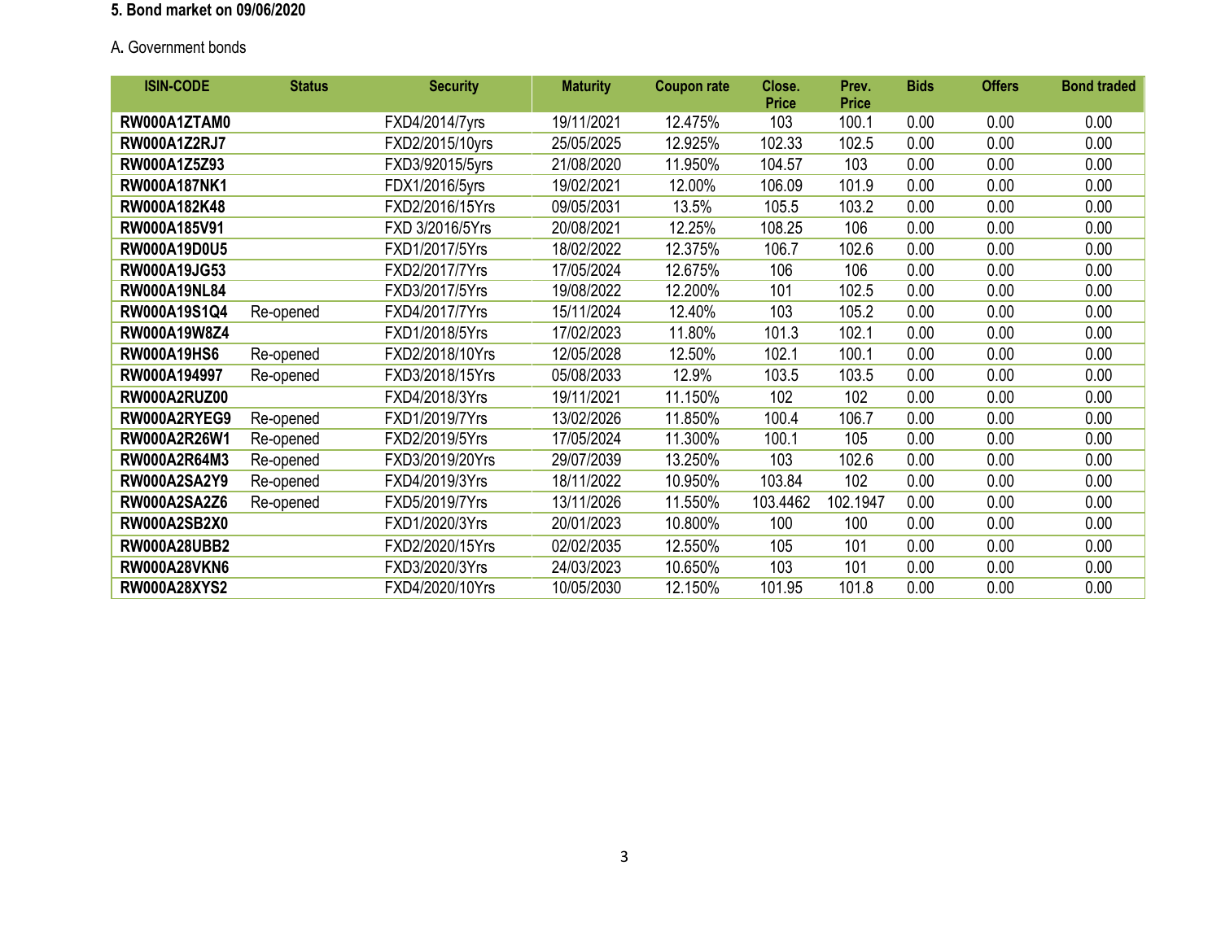**5. Bond market on 09/06/2020**

A. Government bonds

| ISIN-CODE | Status | Security | Maturity | Coupon rate | Close. Price | Prev. Price | Bids | Offers | Bond traded |
|---|---|---|---|---|---|---|---|---|---|
| **RW000A1ZTAM0** | | FXD4/2014/7yrs | 19/11/2021 | 12.475% | 103 | 100.1 | 0.00 | 0.00 | 0.00 |
| **RW000A1Z2RJ7** | | FXD2/2015/10yrs | 25/05/2025 | 12.925% | 102.33 | 102.5 | 0.00 | 0.00 | 0.00 |
| **RW000A1Z5Z93** | | FXD3/92015/5yrs | 21/08/2020 | 11.950% | 104.57 | 103 | 0.00 | 0.00 | 0.00 |
| **RW000A187NK1** | | FDX1/2016/5yrs | 19/02/2021 | 12.00% | 106.09 | 101.9 | 0.00 | 0.00 | 0.00 |
| **RW000A182K48** | | FXD2/2016/15Yrs | 09/05/2031 | 13.5% | 105.5 | 103.2 | 0.00 | 0.00 | 0.00 |
| **RW000A185V91** | | FXD 3/2016/5Yrs | 20/08/2021 | 12.25% | 108.25 | 106 | 0.00 | 0.00 | 0.00 |
| **RW000A19D0U5** | | FXD1/2017/5Yrs | 18/02/2022 | 12.375% | 106.7 | 102.6 | 0.00 | 0.00 | 0.00 |
| **RW000A19JG53** | | FXD2/2017/7Yrs | 17/05/2024 | 12.675% | 106 | 106 | 0.00 | 0.00 | 0.00 |
| **RW000A19NL84** | | FXD3/2017/5Yrs | 19/08/2022 | 12.200% | 101 | 102.5 | 0.00 | 0.00 | 0.00 |
| **RW000A19S1Q4** | Re-opened | FXD4/2017/7Yrs | 15/11/2024 | 12.40% | 103 | 105.2 | 0.00 | 0.00 | 0.00 |
| **RW000A19W8Z4** | | FXD1/2018/5Yrs | 17/02/2023 | 11.80% | 101.3 | 102.1 | 0.00 | 0.00 | 0.00 |
| **RW000A19HS6** | Re-opened | FXD2/2018/10Yrs | 12/05/2028 | 12.50% | 102.1 | 100.1 | 0.00 | 0.00 | 0.00 |
| **RW000A194997** | Re-opened | FXD3/2018/15Yrs | 05/08/2033 | 12.9% | 103.5 | 103.5 | 0.00 | 0.00 | 0.00 |
| **RW000A2RUZ00** | | FXD4/2018/3Yrs | 19/11/2021 | 11.150% | 102 | 102 | 0.00 | 0.00 | 0.00 |
| **RW000A2RYEG9** | Re-opened | FXD1/2019/7Yrs | 13/02/2026 | 11.850% | 100.4 | 106.7 | 0.00 | 0.00 | 0.00 |
| **RW000A2R26W1** | Re-opened | FXD2/2019/5Yrs | 17/05/2024 | 11.300% | 100.1 | 105 | 0.00 | 0.00 | 0.00 |
| **RW000A2R64M3** | Re-opened | FXD3/2019/20Yrs | 29/07/2039 | 13.250% | 103 | 102.6 | 0.00 | 0.00 | 0.00 |
| **RW000A2SA2Y9** | Re-opened | FXD4/2019/3Yrs | 18/11/2022 | 10.950% | 103.84 | 102 | 0.00 | 0.00 | 0.00 |
| **RW000A2SA2Z6** | Re-opened | FXD5/2019/7Yrs | 13/11/2026 | 11.550% | 103.4462 | 102.1947 | 0.00 | 0.00 | 0.00 |
| **RW000A2SB2X0** | | FXD1/2020/3Yrs | 20/01/2023 | 10.800% | 100 | 100 | 0.00 | 0.00 | 0.00 |
| **RW000A28UBB2** | | FXD2/2020/15Yrs | 02/02/2035 | 12.550% | 105 | 101 | 0.00 | 0.00 | 0.00 |
| **RW000A28VKN6** | | FXD3/2020/3Yrs | 24/03/2023 | 10.650% | 103 | 101 | 0.00 | 0.00 | 0.00 |
| **RW000A28XYS2** | | FXD4/2020/10Yrs | 10/05/2030 | 12.150% | 101.95 | 101.8 | 0.00 | 0.00 | 0.00 |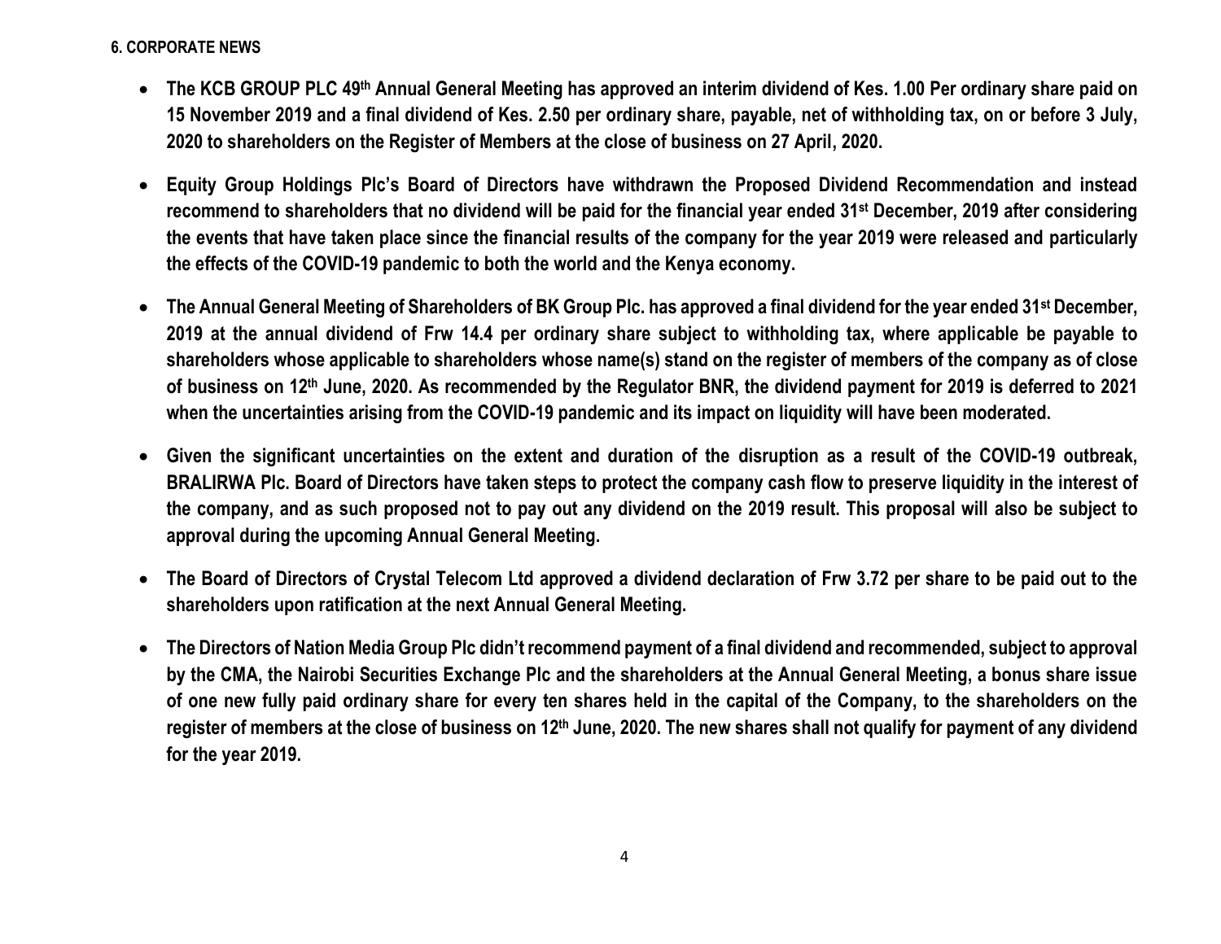## 6. CORPORATE NEWS

- **The KCB GROUP PLC 49th Annual General Meeting has approved an interim dividend of Kes. 1.00 Per ordinary share paid on 15 November 2019 and a final dividend of Kes. 2.50 per ordinary share, payable, net of withholding tax, on or before 3 July, 2020 to shareholders on the Register of Members at the close of business on 27 April, 2020.**

- **Equity Group Holdings Plc's Board of Directors have withdrawn the Proposed Dividend Recommendation and instead recommend to shareholders that no dividend will be paid for the financial year ended 31st December, 2019 after considering the events that have taken place since the financial results of the company for the year 2019 were released and particularly the effects of the COVID-19 pandemic to both the world and the Kenya economy.**

- **The Annual General Meeting of Shareholders of BK Group Plc. has approved a final dividend for the year ended 31st December, 2019 at the annual dividend of Frw 14.4 per ordinary share subject to withholding tax, where applicable be payable to shareholders whose applicable to shareholders whose name(s) stand on the register of members of the company as of close of business on 12th June, 2020. As recommended by the Regulator BNR, the dividend payment for 2019 is deferred to 2021 when the uncertainties arising from the COVID-19 pandemic and its impact on liquidity will have been moderated.**

- **Given the significant uncertainties on the extent and duration of the disruption as a result of the COVID-19 outbreak, BRALIRWA Plc. Board of Directors have taken steps to protect the company cash flow to preserve liquidity in the interest of the company, and as such proposed not to pay out any dividend on the 2019 result. This proposal will also be subject to approval during the upcoming Annual General Meeting.**

- **The Board of Directors of Crystal Telecom Ltd approved a dividend declaration of Frw 3.72 per share to be paid out to the shareholders upon ratification at the next Annual General Meeting.**

- **The Directors of Nation Media Group Plc didn't recommend payment of a final dividend and recommended, subject to approval by the CMA, the Nairobi Securities Exchange Plc and the shareholders at the Annual General Meeting, a bonus share issue of one new fully paid ordinary share for every ten shares held in the capital of the Company, to the shareholders on the register of members at the close of business on 12th June, 2020. The new shares shall not qualify for payment of any dividend for the year 2019.**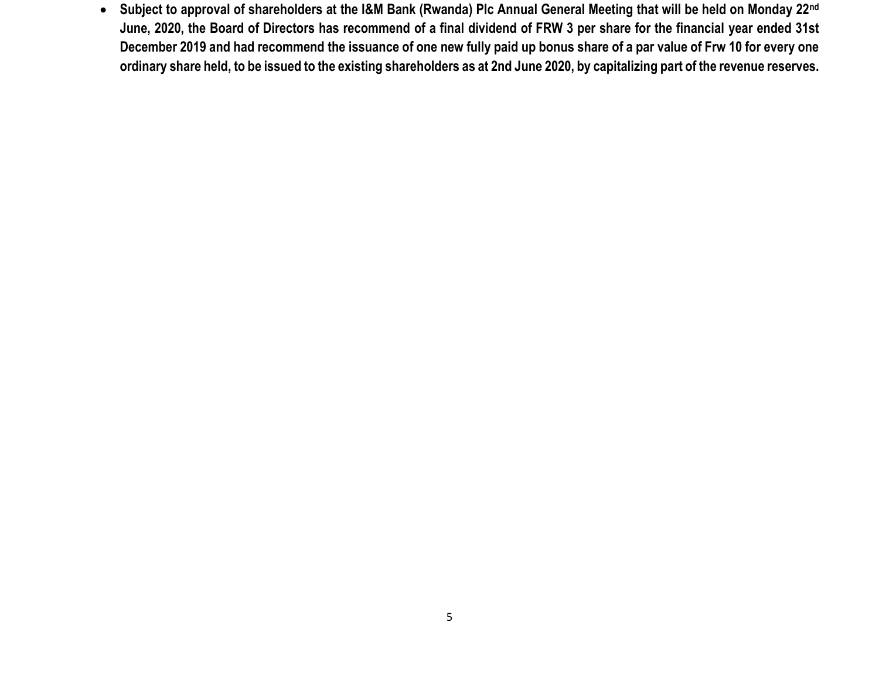- **Subject to approval of shareholders at the I&M Bank (Rwanda) Plc Annual General Meeting that will be held on Monday 22nd June, 2020, the Board of Directors has recommend of a final dividend of FRW 3 per share for the financial year ended 31st December 2019 and had recommend the issuance of one new fully paid up bonus share of a par value of Frw 10 for every one ordinary share held, to be issued to the existing shareholders as at 2nd June 2020, by capitalizing part of the revenue reserves.**